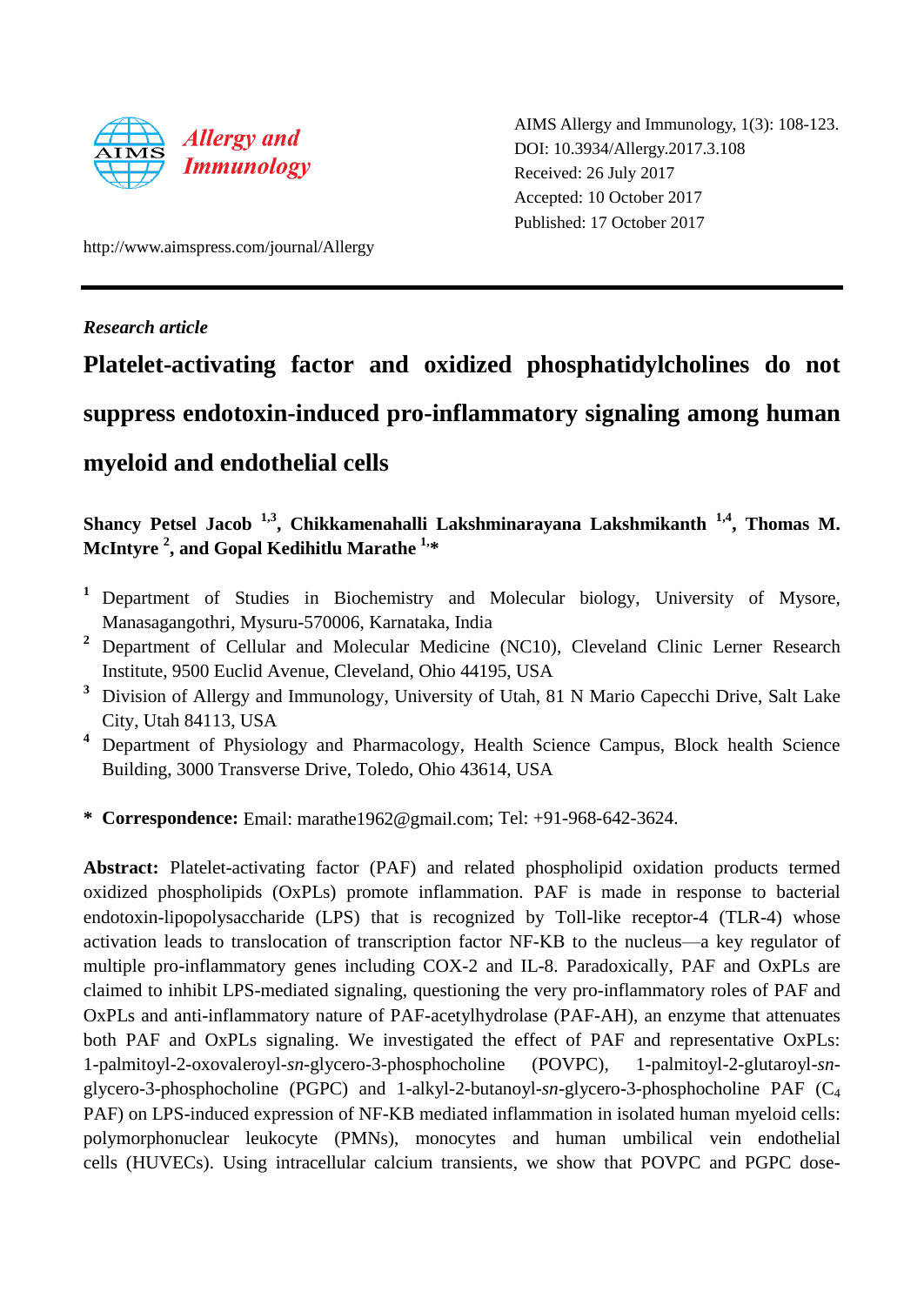AIMS Allergy and Immunology, 1(3): 108-123.
DOI: 10.3934/Allergy.2017.3.108
Received: 26 July 2017
Accepted: 10 October 2017
Published: 17 October 2017

http://www.aimspress.com/journal/Allergy

*Research article*

# Platelet-activating factor and oxidized phosphatidylcholines do not suppress endotoxin-induced pro-inflammatory signaling among human myeloid and endothelial cells

**Shancy Petsel Jacob [1,3], Chikkamenahalli Lakshminarayana Lakshmikanth [1,4], Thomas M. McIntyre [2], and Gopal Kedihitlu Marathe [1,\*]**

[1] Department of Studies in Biochemistry and Molecular biology, University of Mysore, Manasagangothri, Mysuru-570006, Karnataka, India

[2] Department of Cellular and Molecular Medicine (NC10), Cleveland Clinic Lerner Research Institute, 9500 Euclid Avenue, Cleveland, Ohio 44195, USA

[3] Division of Allergy and Immunology, University of Utah, 81 N Mario Capecchi Drive, Salt Lake City, Utah 84113, USA

[4] Department of Physiology and Pharmacology, Health Science Campus, Block health Science Building, 3000 Transverse Drive, Toledo, Ohio 43614, USA

\* **Correspondence:** Email: marathe1962@gmail.com; Tel: +91-968-642-3624.

**Abstract:** Platelet-activating factor (PAF) and related phospholipid oxidation products termed oxidized phospholipids (OxPLs) promote inflammation. PAF is made in response to bacterial endotoxin-lipopolysaccharide (LPS) that is recognized by Toll-like receptor-4 (TLR-4) whose activation leads to translocation of transcription factor NF-KB to the nucleus—a key regulator of multiple pro-inflammatory genes including COX-2 and IL-8. Paradoxically, PAF and OxPLs are claimed to inhibit LPS-mediated signaling, questioning the very pro-inflammatory roles of PAF and OxPLs and anti-inflammatory nature of PAF-acetylhydrolase (PAF-AH), an enzyme that attenuates both PAF and OxPLs signaling. We investigated the effect of PAF and representative OxPLs: 1-palmitoyl-2-oxovaleroyl-*sn*-glycero-3-phosphocholine (POVPC), 1-palmitoyl-2-glutaroyl-*sn*-glycero-3-phosphocholine (PGPC) and 1-alkyl-2-butanoyl-*sn*-glycero-3-phosphocholine PAF ($C_4$ PAF) on LPS-induced expression of NF-KB mediated inflammation in isolated human myeloid cells: polymorphonuclear leukocyte (PMNs), monocytes and human umbilical vein endothelial cells (HUVECs). Using intracellular calcium transients, we show that POVPC and PGPC dose-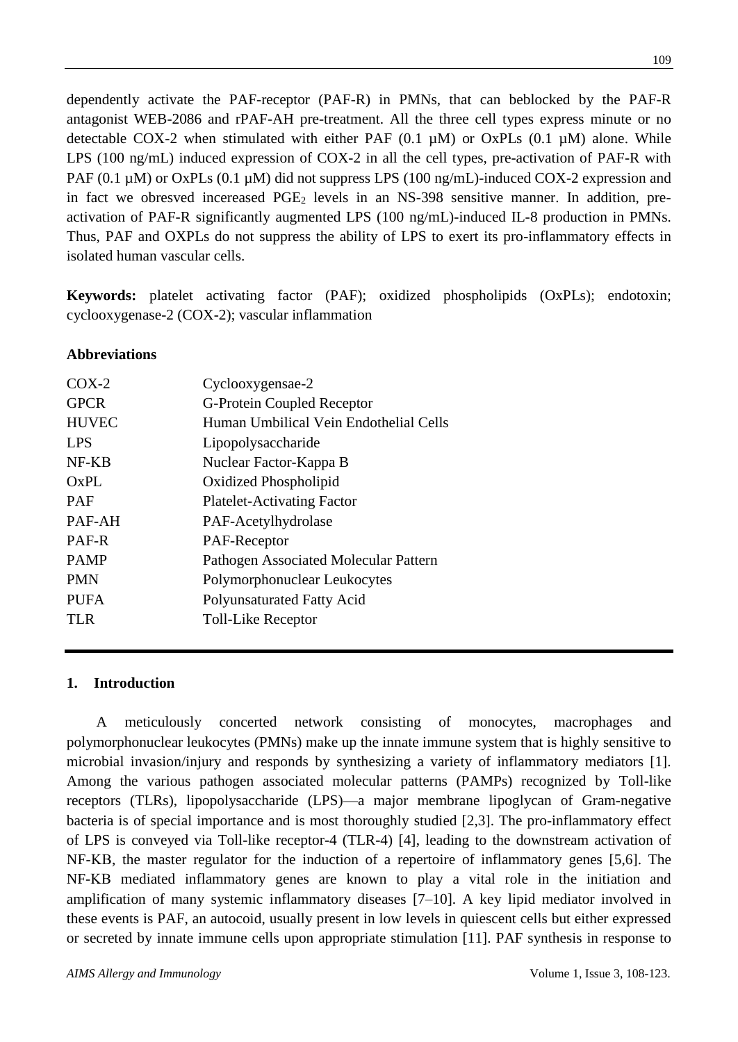dependently activate the PAF-receptor (PAF-R) in PMNs, that can beblocked by the PAF-R antagonist WEB-2086 and rPAF-AH pre-treatment. All the three cell types express minute or no detectable COX-2 when stimulated with either PAF (0.1 µM) or OxPLs (0.1 µM) alone. While LPS (100 ng/mL) induced expression of COX-2 in all the cell types, pre-activation of PAF-R with PAF (0.1 µM) or OxPLs (0.1 µM) did not suppress LPS (100 ng/mL)-induced COX-2 expression and in fact we obresved icereased $PGE_2$ levels in an NS-398 sensitive manner. In addition, pre-activation of PAF-R significantly augmented LPS (100 ng/mL)-induced IL-8 production in PMNs. Thus, PAF and OXPLs do not suppress the ability of LPS to exert its pro-inflammatory effects in isolated human vascular cells.

**Keywords:** platelet activating factor (PAF); oxidized phospholipids (OxPLs); endotoxin; cyclooxygenase-2 (COX-2); vascular inflammation

**Abbreviations**

| | |
|---|---|
| COX-2 | Cyclooxygensae-2 |
| GPCR | G-Protein Coupled Receptor |
| HUVEC | Human Umbilical Vein Endothelial Cells |
| LPS | Lipopolysaccharide |
| NF-KB | Nuclear Factor-Kappa B |
| OxPL | Oxidized Phospholipid |
| PAF | Platelet-Activating Factor |
| PAF-AH | PAF-Acetylhydrolase |
| PAF-R | PAF-Receptor |
| PAMP | Pathogen Associated Molecular Pattern |
| PMN | Polymorphonuclear Leukocytes |
| PUFA | Polyunsaturated Fatty Acid |
| TLR | Toll-Like Receptor |

## 1. Introduction

A meticulously concerted network consisting of monocytes, macrophages and polymorphonuclear leukocytes (PMNs) make up the innate immune system that is highly sensitive to microbial invasion/injury and responds by synthesizing a variety of inflammatory mediators [1]. Among the various pathogen associated molecular patterns (PAMPs) recognized by Toll-like receptors (TLRs), lipopolysaccharide (LPS)—a major membrane lipoglycan of Gram-negative bacteria is of special importance and is most thoroughly studied [2,3]. The pro-inflammatory effect of LPS is conveyed via Toll-like receptor-4 (TLR-4) [4], leading to the downstream activation of NF-KB, the master regulator for the induction of a repertoire of inflammatory genes [5,6]. The NF-KB mediated inflammatory genes are known to play a vital role in the initiation and amplification of many systemic inflammatory diseases [7–10]. A key lipid mediator involved in these events is PAF, an autocoid, usually present in low levels in quiescent cells but either expressed or secreted by innate immune cells upon appropriate stimulation [11]. PAF synthesis in response to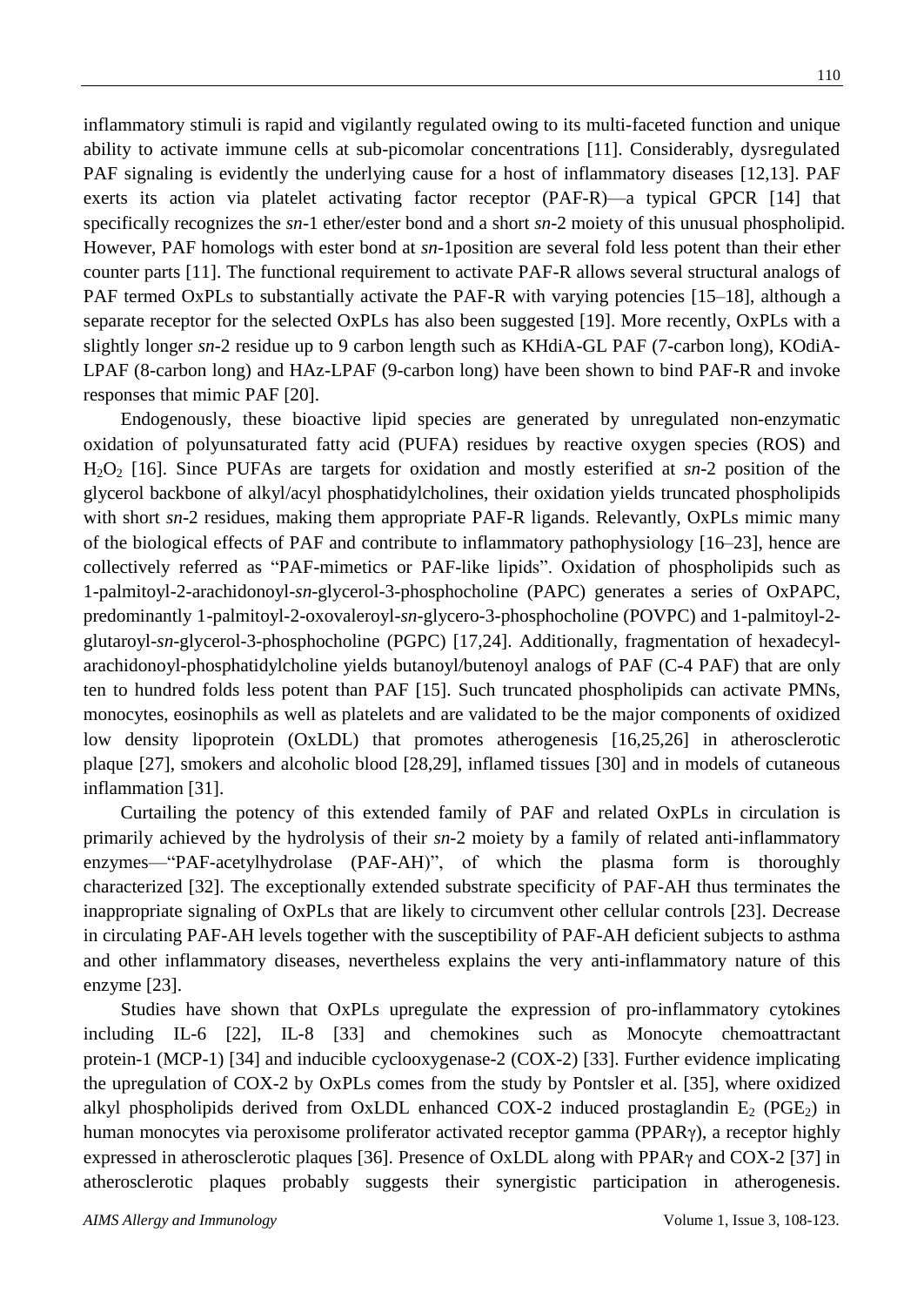inflammatory stimuli is rapid and vigilantly regulated owing to its multi-faceted function and unique ability to activate immune cells at sub-picomolar concentrations [11]. Considerably, dysregulated PAF signaling is evidently the underlying cause for a host of inflammatory diseases [12,13]. PAF exerts its action via platelet activating factor receptor (PAF-R)—a typical GPCR [14] that specifically recognizes the *sn*-1 ether/ester bond and a short *sn*-2 moiety of this unusual phospholipid. However, PAF homologs with ester bond at *sn*-1position are several fold less potent than their ether counter parts [11]. The functional requirement to activate PAF-R allows several structural analogs of PAF termed OxPLs to substantially activate the PAF-R with varying potencies [15–18], although a separate receptor for the selected OxPLs has also been suggested [19]. More recently, OxPLs with a slightly longer *sn*-2 residue up to 9 carbon length such as KHdiA-GL PAF (7-carbon long), KOdiA-LPAF (8-carbon long) and HAz-LPAF (9-carbon long) have been shown to bind PAF-R and invoke responses that mimic PAF [20].

Endogenously, these bioactive lipid species are generated by unregulated non-enzymatic oxidation of polyunsaturated fatty acid (PUFA) residues by reactive oxygen species (ROS) and $H_2O_2$ [16]. Since PUFAs are targets for oxidation and mostly esterified at *sn*-2 position of the glycerol backbone of alkyl/acyl phosphatidylcholines, their oxidation yields truncated phospholipids with short *sn*-2 residues, making them appropriate PAF-R ligands. Relevantly, OxPLs mimic many of the biological effects of PAF and contribute to inflammatory pathophysiology [16–23], hence are collectively referred as "PAF-mimetics or PAF-like lipids". Oxidation of phospholipids such as 1-palmitoyl-2-arachidonoyl-*sn*-glycerol-3-phosphocholine (PAPC) generates a series of OxPAPC, predominantly 1-palmitoyl-2-oxovaleroyl-*sn*-glycero-3-phosphocholine (POVPC) and 1-palmitoyl-2-glutaroyl-*sn*-glycerol-3-phosphocholine (PGPC) [17,24]. Additionally, fragmentation of hexadecyl-arachidonoyl-phosphatidylcholine yields butanoyl/butenoyl analogs of PAF (C-4 PAF) that are only ten to hundred folds less potent than PAF [15]. Such truncated phospholipids can activate PMNs, monocytes, eosinophils as well as platelets and are validated to be the major components of oxidized low density lipoprotein (OxLDL) that promotes atherogenesis [16,25,26] in atherosclerotic plaque [27], smokers and alcoholic blood [28,29], inflamed tissues [30] and in models of cutaneous inflammation [31].

Curtailing the potency of this extended family of PAF and related OxPLs in circulation is primarily achieved by the hydrolysis of their *sn*-2 moiety by a family of related anti-inflammatory enzymes—"PAF-acetylhydrolase (PAF-AH)", of which the plasma form is thoroughly characterized [32]. The exceptionally extended substrate specificity of PAF-AH thus terminates the inappropriate signaling of OxPLs that are likely to circumvent other cellular controls [23]. Decrease in circulating PAF-AH levels together with the susceptibility of PAF-AH deficient subjects to asthma and other inflammatory diseases, nevertheless explains the very anti-inflammatory nature of this enzyme [23].

Studies have shown that OxPLs upregulate the expression of pro-inflammatory cytokines including IL-6 [22], IL-8 [33] and chemokines such as Monocyte chemoattractant protein-1 (MCP-1) [34] and inducible cyclooxygenase-2 (COX-2) [33]. Further evidence implicating the upregulation of COX-2 by OxPLs comes from the study by Pontsler et al. [35], where oxidized alkyl phospholipids derived from OxLDL enhanced COX-2 induced prostaglandin $E_2$ ($PGE_2$) in human monocytes via peroxisome proliferator activated receptor gamma (PPARγ), a receptor highly expressed in atherosclerotic plaques [36]. Presence of OxLDL along with PPARγ and COX-2 [37] in atherosclerotic plaques probably suggests their synergistic participation in atherogenesis.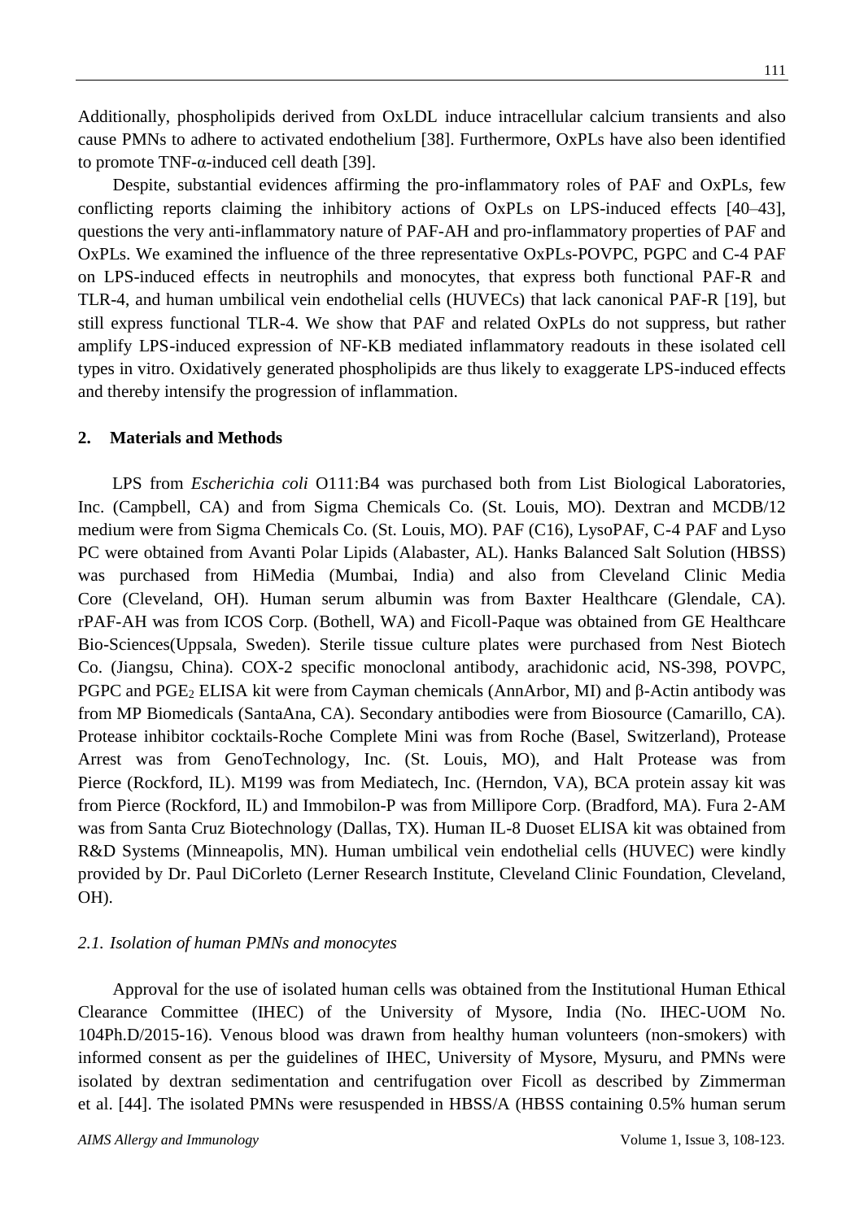Additionally, phospholipids derived from OxLDL induce intracellular calcium transients and also cause PMNs to adhere to activated endothelium [38]. Furthermore, OxPLs have also been identified to promote TNF-α-induced cell death [39].

Despite, substantial evidences affirming the pro-inflammatory roles of PAF and OxPLs, few conflicting reports claiming the inhibitory actions of OxPLs on LPS-induced effects [40–43], questions the very anti-inflammatory nature of PAF-AH and pro-inflammatory properties of PAF and OxPLs. We examined the influence of the three representative OxPLs-POVPC, PGPC and C-4 PAF on LPS-induced effects in neutrophils and monocytes, that express both functional PAF-R and TLR-4, and human umbilical vein endothelial cells (HUVECs) that lack canonical PAF-R [19], but still express functional TLR-4. We show that PAF and related OxPLs do not suppress, but rather amplify LPS-induced expression of NF-KB mediated inflammatory readouts in these isolated cell types in vitro. Oxidatively generated phospholipids are thus likely to exaggerate LPS-induced effects and thereby intensify the progression of inflammation.

## 2. Materials and Methods

LPS from *Escherichia coli* O111:B4 was purchased both from List Biological Laboratories, Inc. (Campbell, CA) and from Sigma Chemicals Co. (St. Louis, MO). Dextran and MCDB/12 medium were from Sigma Chemicals Co. (St. Louis, MO). PAF (C16), LysoPAF, C-4 PAF and Lyso PC were obtained from Avanti Polar Lipids (Alabaster, AL). Hanks Balanced Salt Solution (HBSS) was purchased from HiMedia (Mumbai, India) and also from Cleveland Clinic Media Core (Cleveland, OH). Human serum albumin was from Baxter Healthcare (Glendale, CA). rPAF-AH was from ICOS Corp. (Bothell, WA) and Ficoll-Paque was obtained from GE Healthcare Bio-Sciences(Uppsala, Sweden). Sterile tissue culture plates were purchased from Nest Biotech Co. (Jiangsu, China). COX-2 specific monoclonal antibody, arachidonic acid, NS-398, POVPC, PGPC and $PGE_2$ ELISA kit were from Cayman chemicals (AnnArbor, MI) and β-Actin antibody was from MP Biomedicals (SantaAna, CA). Secondary antibodies were from Biosource (Camarillo, CA). Protease inhibitor cocktails-Roche Complete Mini was from Roche (Basel, Switzerland), Protease Arrest was from GenoTechnology, Inc. (St. Louis, MO), and Halt Protease was from Pierce (Rockford, IL). M199 was from Mediatech, Inc. (Herndon, VA), BCA protein assay kit was from Pierce (Rockford, IL) and Immobilon-P was from Millipore Corp. (Bradford, MA). Fura 2-AM was from Santa Cruz Biotechnology (Dallas, TX). Human IL-8 Duoset ELISA kit was obtained from R&D Systems (Minneapolis, MN). Human umbilical vein endothelial cells (HUVEC) were kindly provided by Dr. Paul DiCorleto (Lerner Research Institute, Cleveland Clinic Foundation, Cleveland, OH).

### *2.1. Isolation of human PMNs and monocytes*

Approval for the use of isolated human cells was obtained from the Institutional Human Ethical Clearance Committee (IHEC) of the University of Mysore, India (No. IHEC-UOM No. 104Ph.D/2015-16). Venous blood was drawn from healthy human volunteers (non-smokers) with informed consent as per the guidelines of IHEC, University of Mysore, Mysuru, and PMNs were isolated by dextran sedimentation and centrifugation over Ficoll as described by Zimmerman et al. [44]. The isolated PMNs were resuspended in HBSS/A (HBSS containing 0.5% human serum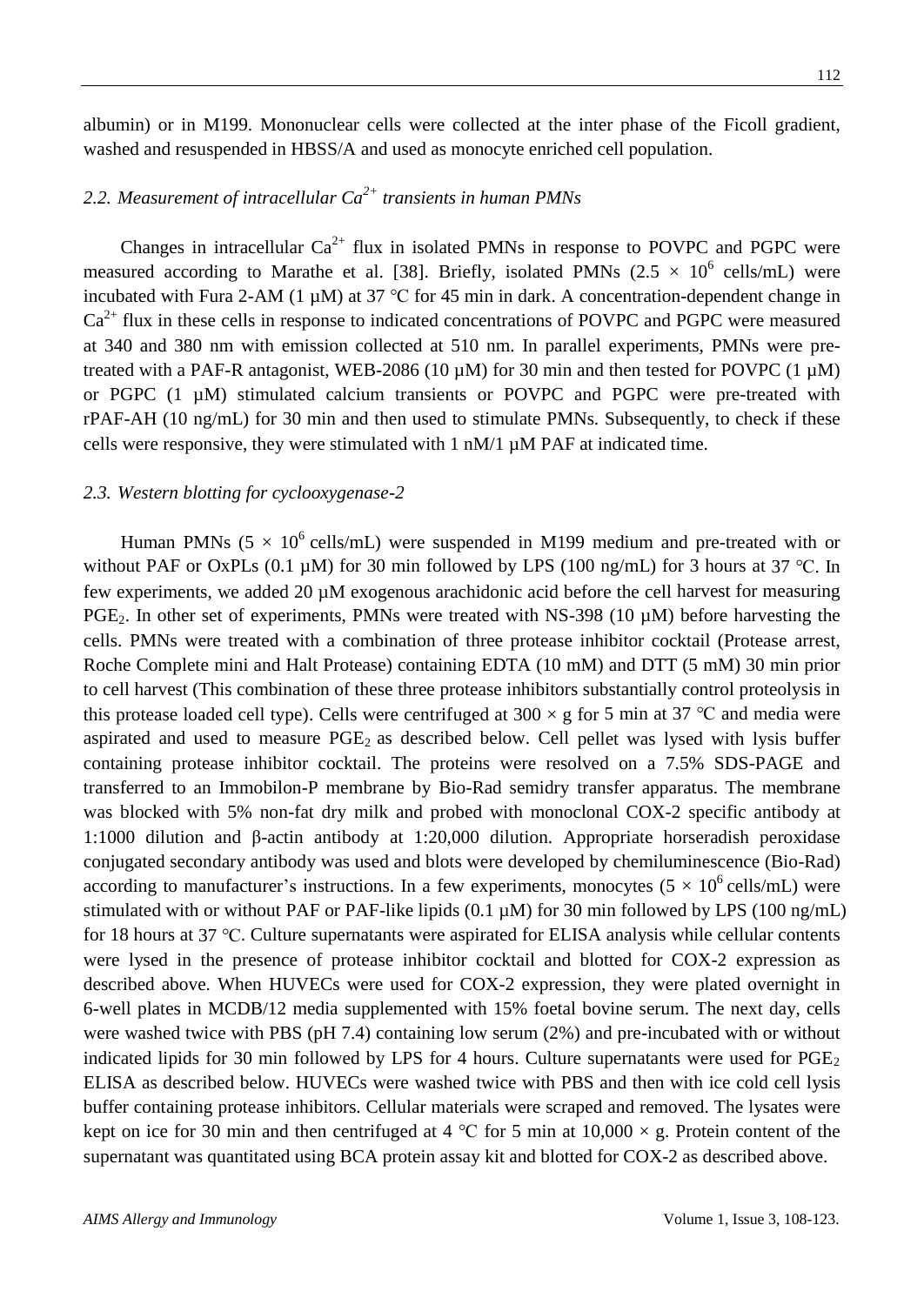albumin) or in M199. Mononuclear cells were collected at the inter phase of the Ficoll gradient, washed and resuspended in HBSS/A and used as monocyte enriched cell population.

### *2.2. Measurement of intracellular $Ca^{2+}$ transients in human PMNs*

Changes in intracellular $Ca^{2+}$ flux in isolated PMNs in response to POVPC and PGPC were measured according to Marathe et al. [38]. Briefly, isolated PMNs ($2.5 \times 10^6$ cells/mL) were incubated with Fura 2-AM (1 µM) at 37 °C for 45 min in dark. A concentration-dependent change in $Ca^{2+}$ flux in these cells in response to indicated concentrations of POVPC and PGPC were measured at 340 and 380 nm with emission collected at 510 nm. In parallel experiments, PMNs were pre-treated with a PAF-R antagonist, WEB-2086 (10 µM) for 30 min and then tested for POVPC (1 µM) or PGPC (1 µM) stimulated calcium transients or POVPC and PGPC were pre-treated with rPAF-AH (10 ng/mL) for 30 min and then used to stimulate PMNs. Subsequently, to check if these cells were responsive, they were stimulated with 1 nM/1 µM PAF at indicated time.

### *2.3. Western blotting for cyclooxygenase-2*

Human PMNs ($5 \times 10^6$ cells/mL) were suspended in M199 medium and pre-treated with or without PAF or OxPLs (0.1 µM) for 30 min followed by LPS (100 ng/mL) for 3 hours at 37 °C. In few experiments, we added 20 µM exogenous arachidonic acid before the cell harvest for measuring $PGE_2$. In other set of experiments, PMNs were treated with NS-398 (10 µM) before harvesting the cells. PMNs were treated with a combination of three protease inhibitor cocktail (Protease arrest, Roche Complete mini and Halt Protease) containing EDTA (10 mM) and DTT (5 mM) 30 min prior to cell harvest (This combination of these three protease inhibitors substantially control proteolysis in this protease loaded cell type). Cells were centrifuged at $300 \times g$ for 5 min at 37 °C and media were aspirated and used to measure $PGE_2$ as described below. Cell pellet was lysed with lysis buffer containing protease inhibitor cocktail. The proteins were resolved on a 7.5% SDS-PAGE and transferred to an Immobilon-P membrane by Bio-Rad semidry transfer apparatus. The membrane was blocked with 5% non-fat dry milk and probed with monoclonal COX-2 specific antibody at 1:1000 dilution and β-actin antibody at 1:20,000 dilution. Appropriate horseradish peroxidase conjugated secondary antibody was used and blots were developed by chemiluminescence (Bio-Rad) according to manufacturer's instructions. In a few experiments, monocytes ($5 \times 10^6$ cells/mL) were stimulated with or without PAF or PAF-like lipids (0.1 µM) for 30 min followed by LPS (100 ng/mL) for 18 hours at 37 °C. Culture supernatants were aspirated for ELISA analysis while cellular contents were lysed in the presence of protease inhibitor cocktail and blotted for COX-2 expression as described above. When HUVECs were used for COX-2 expression, they were plated overnight in 6-well plates in MCDB/12 media supplemented with 15% foetal bovine serum. The next day, cells were washed twice with PBS (pH 7.4) containing low serum (2%) and pre-incubated with or without indicated lipids for 30 min followed by LPS for 4 hours. Culture supernatants were used for $PGE_2$ ELISA as described below. HUVECs were washed twice with PBS and then with ice cold cell lysis buffer containing protease inhibitors. Cellular materials were scraped and removed. The lysates were kept on ice for 30 min and then centrifuged at 4 °C for 5 min at $10,000 \times g$. Protein content of the supernatant was quantitated using BCA protein assay kit and blotted for COX-2 as described above.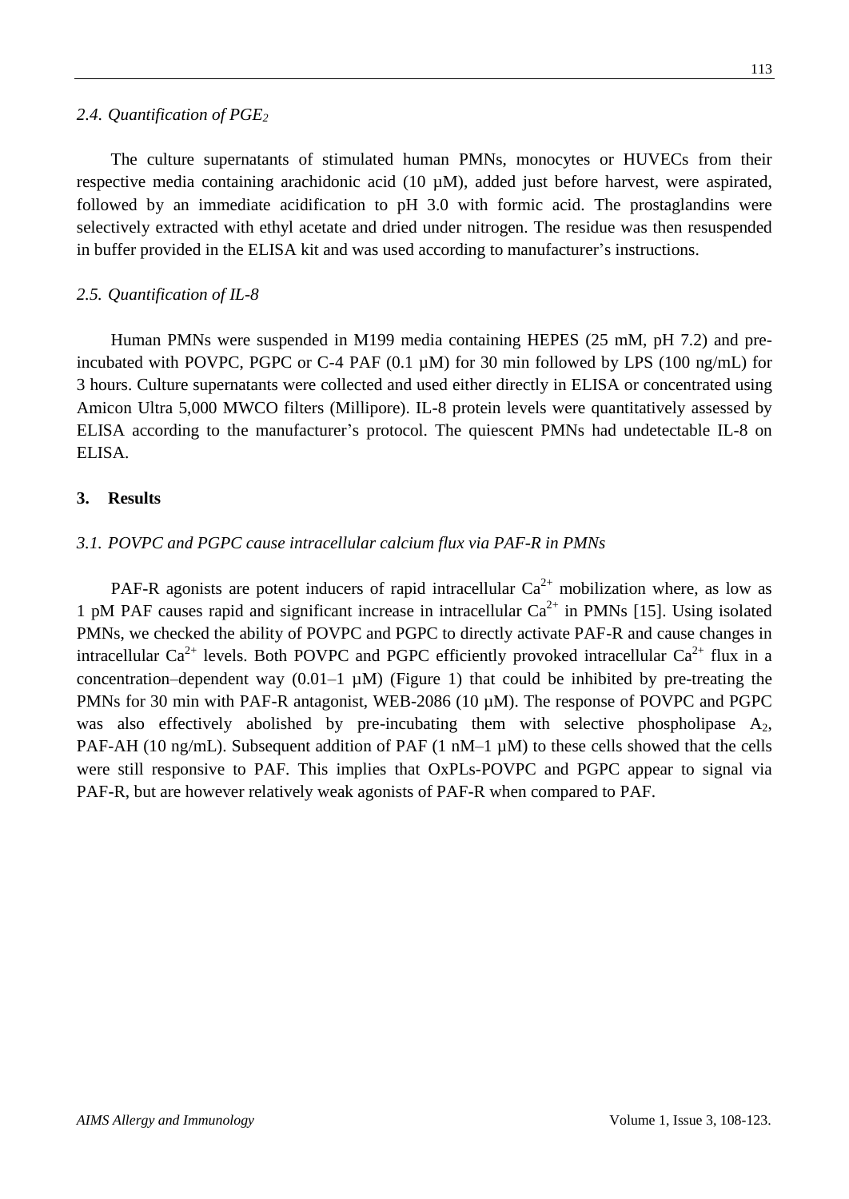### *2.4. Quantification of $PGE_2$*

The culture supernatants of stimulated human PMNs, monocytes or HUVECs from their respective media containing arachidonic acid (10 µM), added just before harvest, were aspirated, followed by an immediate acidification to pH 3.0 with formic acid. The prostaglandins were selectively extracted with ethyl acetate and dried under nitrogen. The residue was then resuspended in buffer provided in the ELISA kit and was used according to manufacturer's instructions.

### *2.5. Quantification of IL-8*

Human PMNs were suspended in M199 media containing HEPES (25 mM, pH 7.2) and pre-incubated with POVPC, PGPC or C-4 PAF (0.1 µM) for 30 min followed by LPS (100 ng/mL) for 3 hours. Culture supernatants were collected and used either directly in ELISA or concentrated using Amicon Ultra 5,000 MWCO filters (Millipore). IL-8 protein levels were quantitatively assessed by ELISA according to the manufacturer's protocol. The quiescent PMNs had undetectable IL-8 on ELISA.

## **3. Results**

### *3.1. POVPC and PGPC cause intracellular calcium flux via PAF-R in PMNs*

PAF-R agonists are potent inducers of rapid intracellular $Ca^{2+}$ mobilization where, as low as 1 pM PAF causes rapid and significant increase in intracellular $Ca^{2+}$ in PMNs [15]. Using isolated PMNs, we checked the ability of POVPC and PGPC to directly activate PAF-R and cause changes in intracellular $Ca^{2+}$ levels. Both POVPC and PGPC efficiently provoked intracellular $Ca^{2+}$ flux in a concentration–dependent way (0.01–1 µM) (Figure 1) that could be inhibited by pre-treating the PMNs for 30 min with PAF-R antagonist, WEB-2086 (10 µM). The response of POVPC and PGPC was also effectively abolished by pre-incubating them with selective phospholipase $A_2$, PAF-AH (10 ng/mL). Subsequent addition of PAF (1 nM–1 µM) to these cells showed that the cells were still responsive to PAF. This implies that OxPLs-POVPC and PGPC appear to signal via PAF-R, but are however relatively weak agonists of PAF-R when compared to PAF.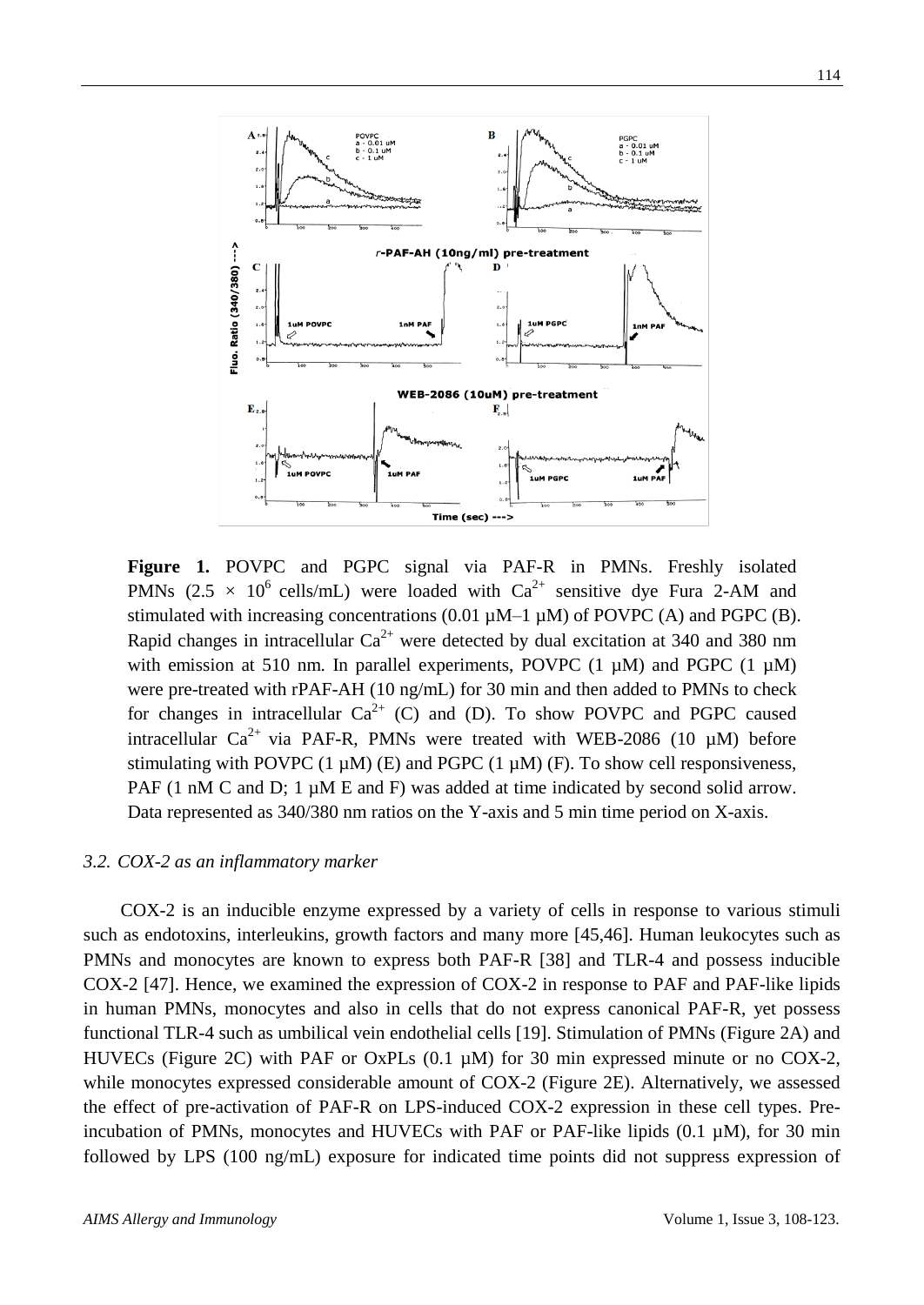**Figure 1.** POVPC and PGPC signal via PAF-R in PMNs. Freshly isolated PMNs ($2.5 \times 10^6$ cells/mL) were loaded with $Ca^{2+}$ sensitive dye Fura 2-AM and stimulated with increasing concentrations (0.01 µM–1 µM) of POVPC (A) and PGPC (B). Rapid changes in intracellular $Ca^{2+}$ were detected by dual excitation at 340 and 380 nm with emission at 510 nm. In parallel experiments, POVPC (1 µM) and PGPC (1 µM) were pre-treated with rPAF-AH (10 ng/mL) for 30 min and then added to PMNs to check for changes in intracellular $Ca^{2+}$ (C) and (D). To show POVPC and PGPC caused intracellular $Ca^{2+}$ via PAF-R, PMNs were treated with WEB-2086 (10 µM) before stimulating with POVPC (1 µM) (E) and PGPC (1 µM) (F). To show cell responsiveness, PAF (1 nM C and D; 1 µM E and F) was added at time indicated by second solid arrow. Data represented as 340/380 nm ratios on the Y-axis and 5 min time period on X-axis.

### *3.2. COX-2 as an inflammatory marker*

COX-2 is an inducible enzyme expressed by a variety of cells in response to various stimuli such as endotoxins, interleukins, growth factors and many more [45,46]. Human leukocytes such as PMNs and monocytes are known to express both PAF-R [38] and TLR-4 and possess inducible COX-2 [47]. Hence, we examined the expression of COX-2 in response to PAF and PAF-like lipids in human PMNs, monocytes and also in cells that do not express canonical PAF-R, yet possess functional TLR-4 such as umbilical vein endothelial cells [19]. Stimulation of PMNs (Figure 2A) and HUVECs (Figure 2C) with PAF or OxPLs (0.1 µM) for 30 min expressed minute or no COX-2, while monocytes expressed considerable amount of COX-2 (Figure 2E). Alternatively, we assessed the effect of pre-activation of PAF-R on LPS-induced COX-2 expression in these cell types. Pre-incubation of PMNs, monocytes and HUVECs with PAF or PAF-like lipids (0.1 µM), for 30 min followed by LPS (100 ng/mL) exposure for indicated time points did not suppress expression of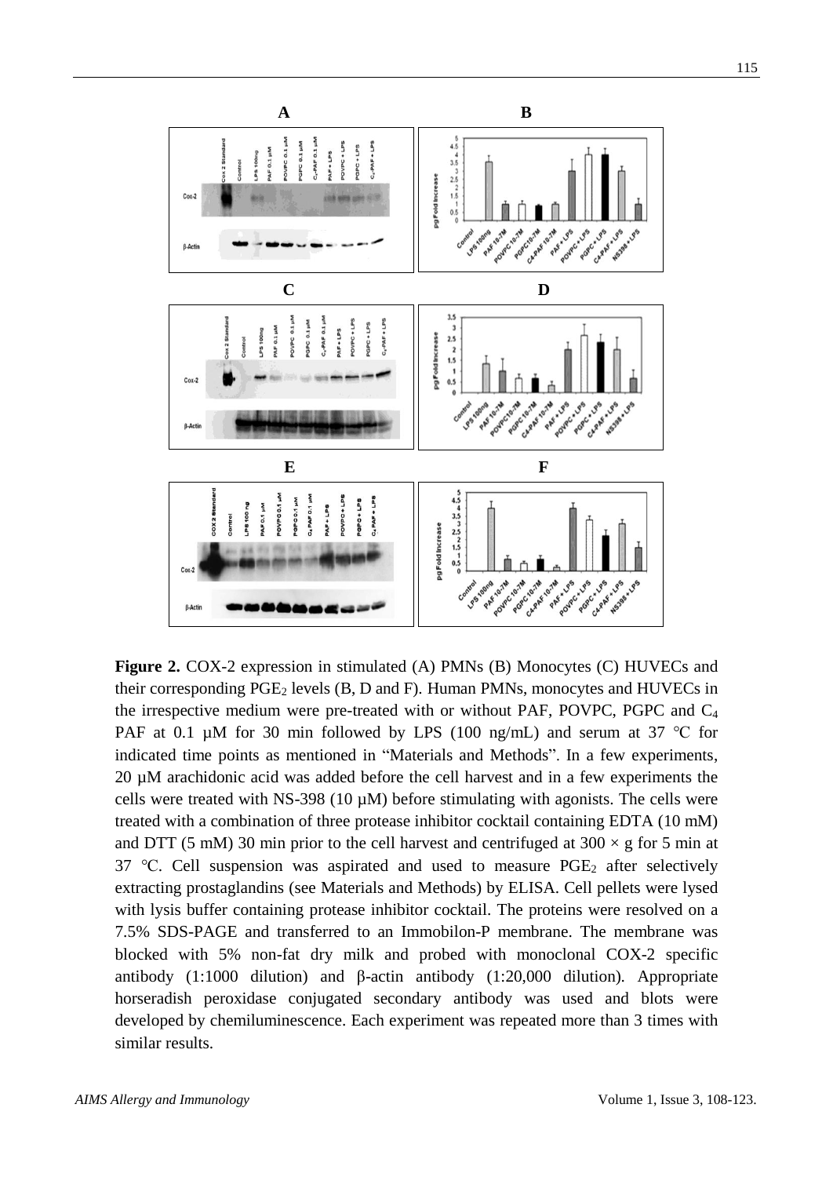**Figure 2.** COX-2 expression in stimulated (A) PMNs (B) Monocytes (C) HUVECs and their corresponding $PGE_2$ levels (B, D and F). Human PMNs, monocytes and HUVECs in the irrespective medium were pre-treated with or without PAF, POVPC, PGPC and $C_4$ PAF at 0.1 µM for 30 min followed by LPS (100 ng/mL) and serum at 37 °C for indicated time points as mentioned in "Materials and Methods". In a few experiments, 20 µM arachidonic acid was added before the cell harvest and in a few experiments the cells were treated with NS-398 (10 µM) before stimulating with agonists. The cells were treated with a combination of three protease inhibitor cocktail containing EDTA (10 mM) and DTT (5 mM) 30 min prior to the cell harvest and centrifuged at $300 \times g$ for 5 min at 37 °C. Cell suspension was aspirated and used to measure $PGE_2$ after selectively extracting prostaglandins (see Materials and Methods) by ELISA. Cell pellets were lysed with lysis buffer containing protease inhibitor cocktail. The proteins were resolved on a 7.5% SDS-PAGE and transferred to an Immobilon-P membrane. The membrane was blocked with 5% non-fat dry milk and probed with monoclonal COX-2 specific antibody (1:1000 dilution) and β-actin antibody (1:20,000 dilution). Appropriate horseradish peroxidase conjugated secondary antibody was used and blots were developed by chemiluminescence. Each experiment was repeated more than 3 times with similar results.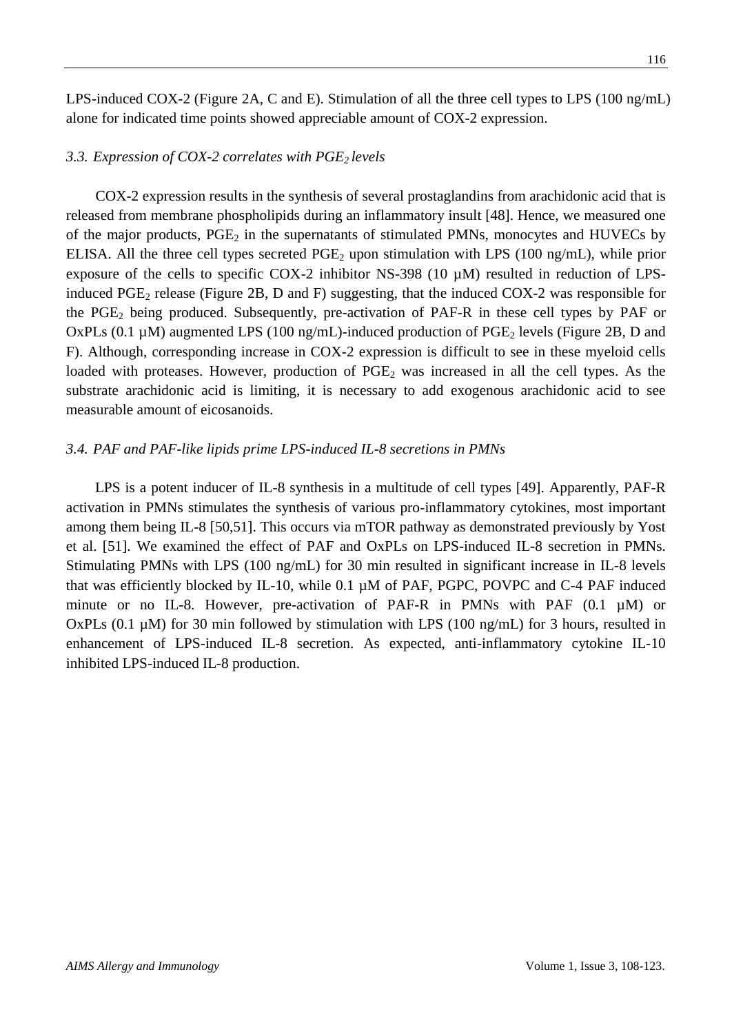LPS-induced COX-2 (Figure 2A, C and E). Stimulation of all the three cell types to LPS (100 ng/mL) alone for indicated time points showed appreciable amount of COX-2 expression.

### *3.3. Expression of COX-2 correlates with $PGE_2$ levels*

COX-2 expression results in the synthesis of several prostaglandins from arachidonic acid that is released from membrane phospholipids during an inflammatory insult [48]. Hence, we measured one of the major products, $PGE_2$ in the supernatants of stimulated PMNs, monocytes and HUVECs by ELISA. All the three cell types secreted $PGE_2$ upon stimulation with LPS (100 ng/mL), while prior exposure of the cells to specific COX-2 inhibitor NS-398 (10 µM) resulted in reduction of LPS-induced $PGE_2$ release (Figure 2B, D and F) suggesting, that the induced COX-2 was responsible for the $PGE_2$ being produced. Subsequently, pre-activation of PAF-R in these cell types by PAF or OxPLs (0.1 µM) augmented LPS (100 ng/mL)-induced production of $PGE_2$ levels (Figure 2B, D and F). Although, corresponding increase in COX-2 expression is difficult to see in these myeloid cells loaded with proteases. However, production of $PGE_2$ was increased in all the cell types. As the substrate arachidonic acid is limiting, it is necessary to add exogenous arachidonic acid to see measurable amount of eicosanoids.

### *3.4. PAF and PAF-like lipids prime LPS-induced IL-8 secretions in PMNs*

LPS is a potent inducer of IL-8 synthesis in a multitude of cell types [49]. Apparently, PAF-R activation in PMNs stimulates the synthesis of various pro-inflammatory cytokines, most important among them being IL-8 [50,51]. This occurs via mTOR pathway as demonstrated previously by Yost et al. [51]. We examined the effect of PAF and OxPLs on LPS-induced IL-8 secretion in PMNs. Stimulating PMNs with LPS (100 ng/mL) for 30 min resulted in significant increase in IL-8 levels that was efficiently blocked by IL-10, while 0.1 µM of PAF, PGPC, POVPC and C-4 PAF induced minute or no IL-8. However, pre-activation of PAF-R in PMNs with PAF (0.1 µM) or OxPLs (0.1 µM) for 30 min followed by stimulation with LPS (100 ng/mL) for 3 hours, resulted in enhancement of LPS-induced IL-8 secretion. As expected, anti-inflammatory cytokine IL-10 inhibited LPS-induced IL-8 production.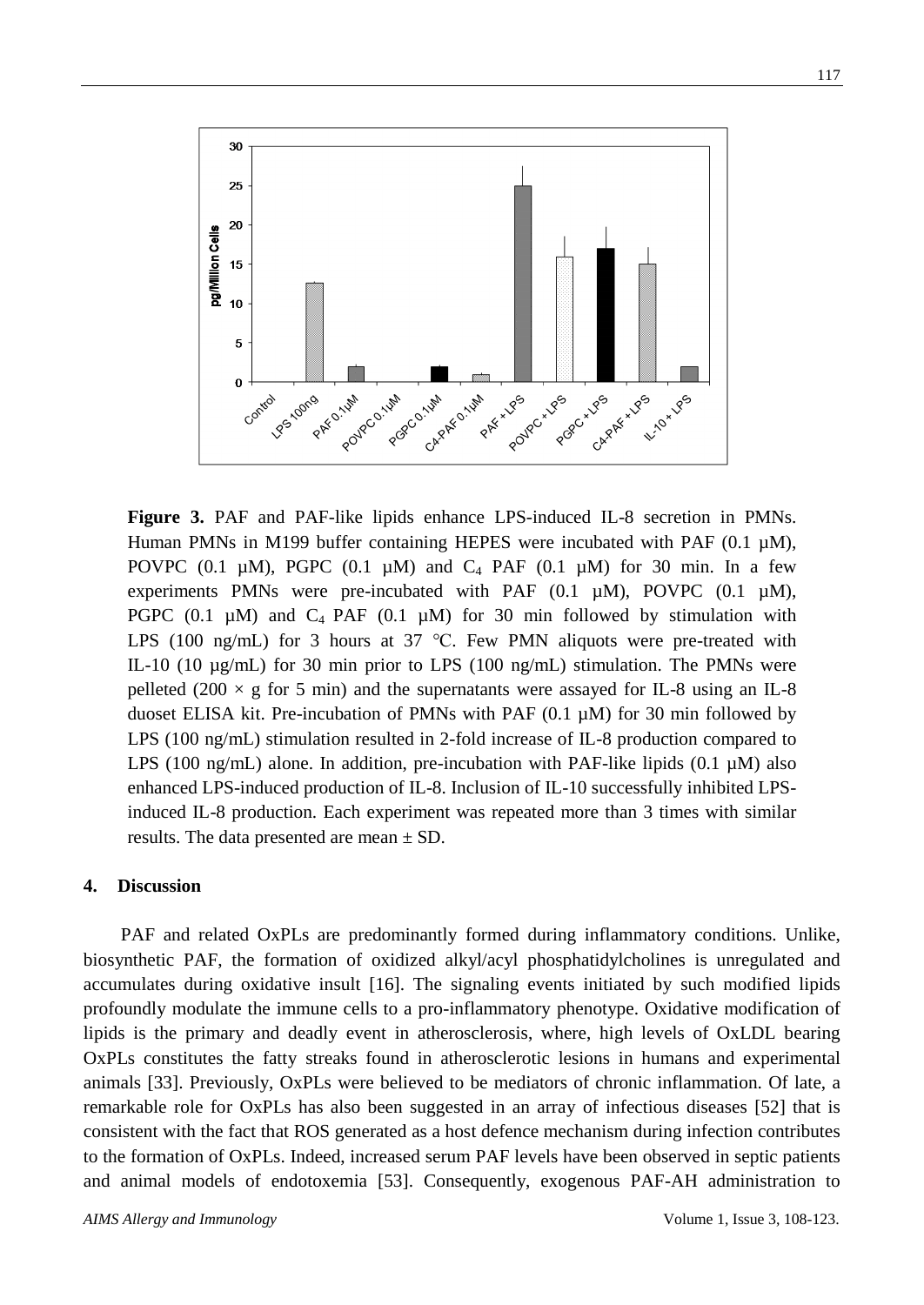**Figure 3.** PAF and PAF-like lipids enhance LPS-induced IL-8 secretion in PMNs. Human PMNs in M199 buffer containing HEPES were incubated with PAF (0.1 µM), POVPC (0.1 µM), PGPC (0.1 µM) and $C_4$ PAF (0.1 µM) for 30 min. In a few experiments PMNs were pre-incubated with PAF (0.1 µM), POVPC (0.1 µM), PGPC (0.1 µM) and $C_4$ PAF (0.1 µM) for 30 min followed by stimulation with LPS (100 ng/mL) for 3 hours at 37 °C. Few PMN aliquots were pre-treated with IL-10 (10 µg/mL) for 30 min prior to LPS (100 ng/mL) stimulation. The PMNs were pelleted (200 × g for 5 min) and the supernatants were assayed for IL-8 using an IL-8 duoset ELISA kit. Pre-incubation of PMNs with PAF (0.1 µM) for 30 min followed by LPS (100 ng/mL) stimulation resulted in 2-fold increase of IL-8 production compared to LPS (100 ng/mL) alone. In addition, pre-incubation with PAF-like lipids (0.1 µM) also enhanced LPS-induced production of IL-8. Inclusion of IL-10 successfully inhibited LPS-induced IL-8 production. Each experiment was repeated more than 3 times with similar results. The data presented are mean ± SD.

## 4. Discussion

PAF and related OxPLs are predominantly formed during inflammatory conditions. Unlike, biosynthetic PAF, the formation of oxidized alkyl/acyl phosphatidylcholines is unregulated and accumulates during oxidative insult [16]. The signaling events initiated by such modified lipids profoundly modulate the immune cells to a pro-inflammatory phenotype. Oxidative modification of lipids is the primary and deadly event in atherosclerosis, where, high levels of OxLDL bearing OxPLs constitutes the fatty streaks found in atherosclerotic lesions in humans and experimental animals [33]. Previously, OxPLs were believed to be mediators of chronic inflammation. Of late, a remarkable role for OxPLs has also been suggested in an array of infectious diseases [52] that is consistent with the fact that ROS generated as a host defence mechanism during infection contributes to the formation of OxPLs. Indeed, increased serum PAF levels have been observed in septic patients and animal models of endotoxemia [53]. Consequently, exogenous PAF-AH administration to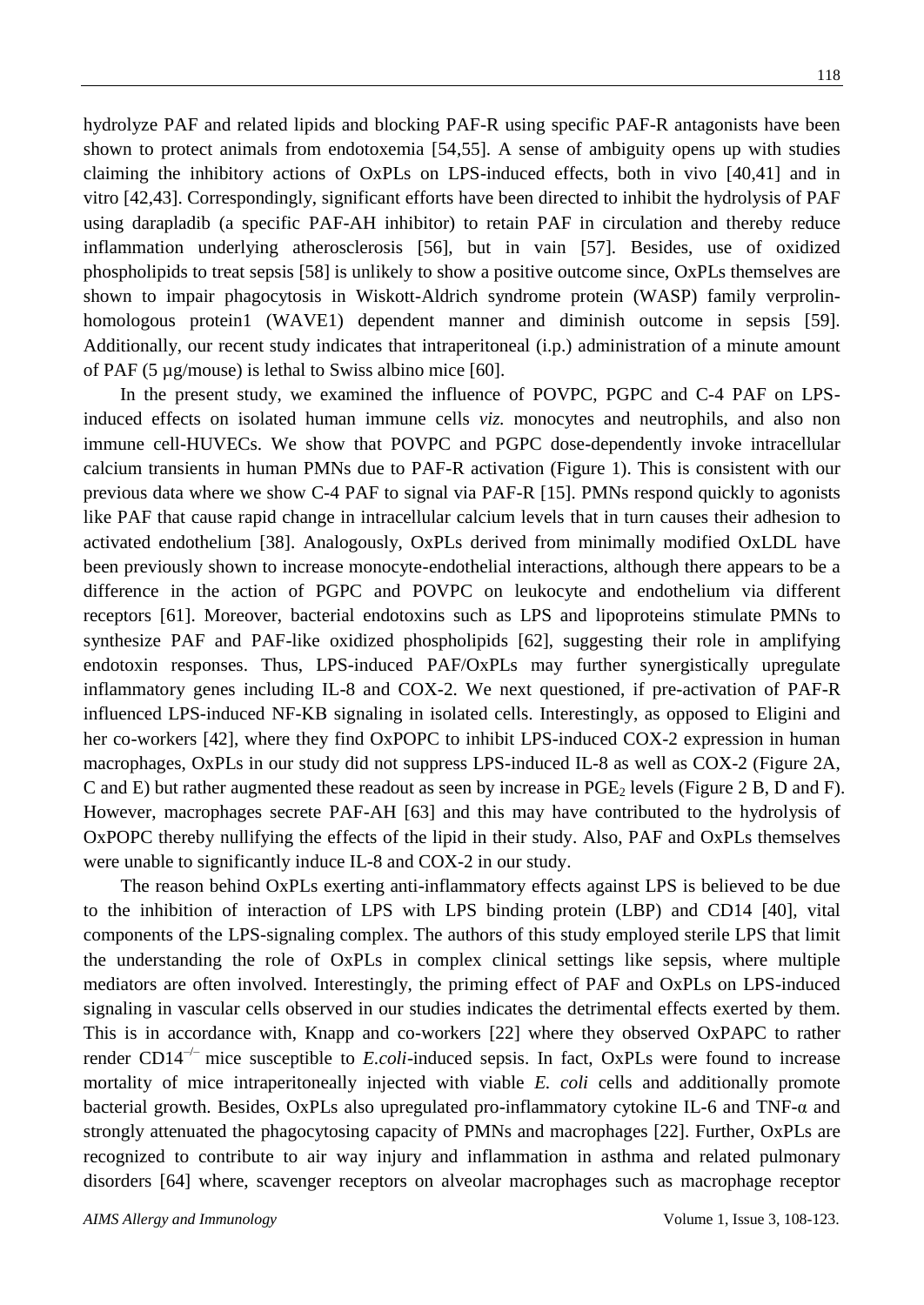hydrolyze PAF and related lipids and blocking PAF-R using specific PAF-R antagonists have been shown to protect animals from endotoxemia [54,55]. A sense of ambiguity opens up with studies claiming the inhibitory actions of OxPLs on LPS-induced effects, both in vivo [40,41] and in vitro [42,43]. Correspondingly, significant efforts have been directed to inhibit the hydrolysis of PAF using darapladib (a specific PAF-AH inhibitor) to retain PAF in circulation and thereby reduce inflammation underlying atherosclerosis [56], but in vain [57]. Besides, use of oxidized phospholipids to treat sepsis [58] is unlikely to show a positive outcome since, OxPLs themselves are shown to impair phagocytosis in Wiskott-Aldrich syndrome protein (WASP) family verprolin-homologous protein1 (WAVE1) dependent manner and diminish outcome in sepsis [59]. Additionally, our recent study indicates that intraperitoneal (i.p.) administration of a minute amount of PAF (5 µg/mouse) is lethal to Swiss albino mice [60].

In the present study, we examined the influence of POVPC, PGPC and C-4 PAF on LPS-induced effects on isolated human immune cells *viz.* monocytes and neutrophils, and also non immune cell-HUVECs. We show that POVPC and PGPC dose-dependently invoke intracellular calcium transients in human PMNs due to PAF-R activation (Figure 1). This is consistent with our previous data where we show C-4 PAF to signal via PAF-R [15]. PMNs respond quickly to agonists like PAF that cause rapid change in intracellular calcium levels that in turn causes their adhesion to activated endothelium [38]. Analogously, OxPLs derived from minimally modified OxLDL have been previously shown to increase monocyte-endothelial interactions, although there appears to be a difference in the action of PGPC and POVPC on leukocyte and endothelium via different receptors [61]. Moreover, bacterial endotoxins such as LPS and lipoproteins stimulate PMNs to synthesize PAF and PAF-like oxidized phospholipids [62], suggesting their role in amplifying endotoxin responses. Thus, LPS-induced PAF/OxPLs may further synergistically upregulate inflammatory genes including IL-8 and COX-2. We next questioned, if pre-activation of PAF-R influenced LPS-induced NF-KB signaling in isolated cells. Interestingly, as opposed to Eligini and her co-workers [42], where they find OxPOPC to inhibit LPS-induced COX-2 expression in human macrophages, OxPLs in our study did not suppress LPS-induced IL-8 as well as COX-2 (Figure 2A, C and E) but rather augmented these readout as seen by increase in $PGE_2$ levels (Figure 2 B, D and F). However, macrophages secrete PAF-AH [63] and this may have contributed to the hydrolysis of OxPOPC thereby nullifying the effects of the lipid in their study. Also, PAF and OxPLs themselves were unable to significantly induce IL-8 and COX-2 in our study.

The reason behind OxPLs exerting anti-inflammatory effects against LPS is believed to be due to the inhibition of interaction of LPS with LPS binding protein (LBP) and CD14 [40], vital components of the LPS-signaling complex. The authors of this study employed sterile LPS that limit the understanding the role of OxPLs in complex clinical settings like sepsis, where multiple mediators are often involved. Interestingly, the priming effect of PAF and OxPLs on LPS-induced signaling in vascular cells observed in our studies indicates the detrimental effects exerted by them. This is in accordance with, Knapp and co-workers [22] where they observed OxPAPC to rather render $CD14^{-/-}$ mice susceptible to *E.coli*-induced sepsis. In fact, OxPLs were found to increase mortality of mice intraperitoneally injected with viable *E. coli* cells and additionally promote bacterial growth. Besides, OxPLs also upregulated pro-inflammatory cytokine IL-6 and TNF-α and strongly attenuated the phagocytosing capacity of PMNs and macrophages [22]. Further, OxPLs are recognized to contribute to air way injury and inflammation in asthma and related pulmonary disorders [64] where, scavenger receptors on alveolar macrophages such as macrophage receptor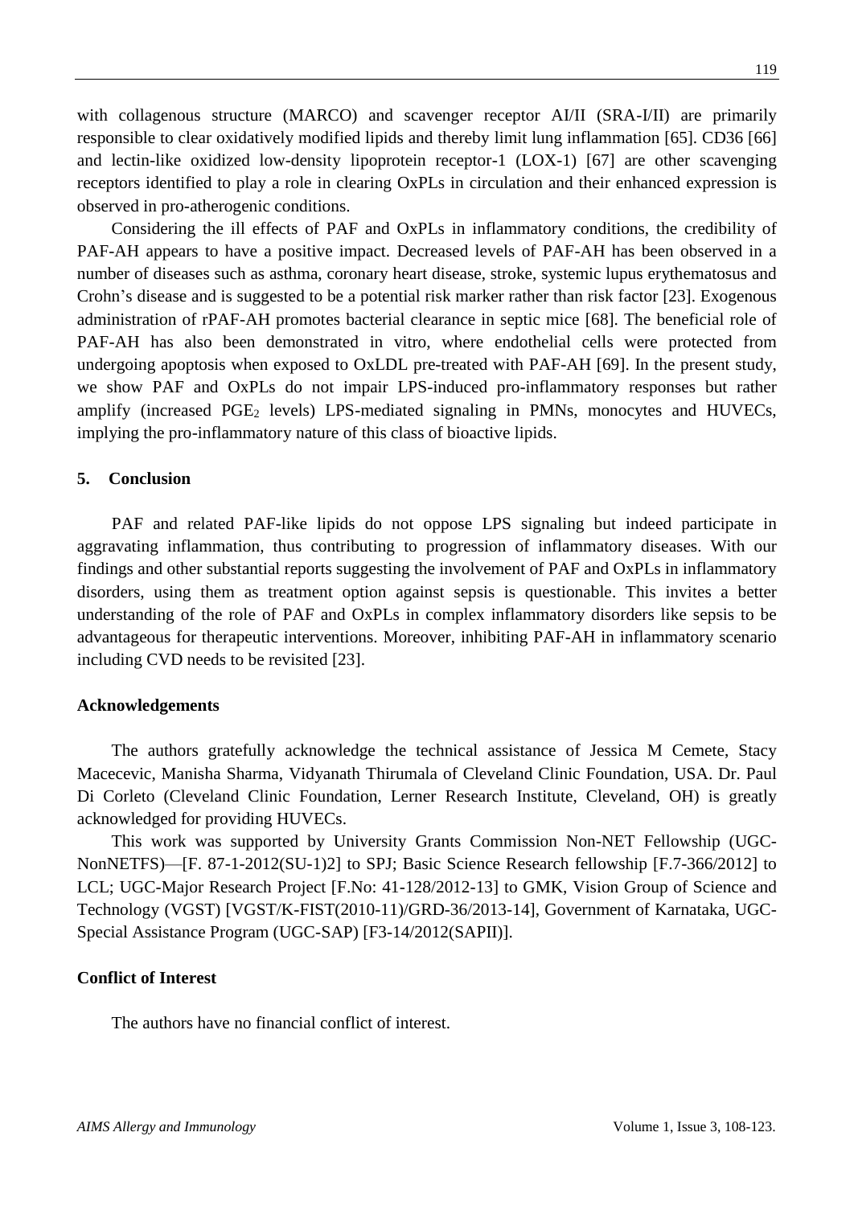with collagenous structure (MARCO) and scavenger receptor AI/II (SRA-I/II) are primarily responsible to clear oxidatively modified lipids and thereby limit lung inflammation [65]. CD36 [66] and lectin-like oxidized low-density lipoprotein receptor-1 (LOX-1) [67] are other scavenging receptors identified to play a role in clearing OxPLs in circulation and their enhanced expression is observed in pro-atherogenic conditions.

Considering the ill effects of PAF and OxPLs in inflammatory conditions, the credibility of PAF-AH appears to have a positive impact. Decreased levels of PAF-AH has been observed in a number of diseases such as asthma, coronary heart disease, stroke, systemic lupus erythematosus and Crohn's disease and is suggested to be a potential risk marker rather than risk factor [23]. Exogenous administration of rPAF-AH promotes bacterial clearance in septic mice [68]. The beneficial role of PAF-AH has also been demonstrated in vitro, where endothelial cells were protected from undergoing apoptosis when exposed to OxLDL pre-treated with PAF-AH [69]. In the present study, we show PAF and OxPLs do not impair LPS-induced pro-inflammatory responses but rather amplify (increased $PGE_2$ levels) LPS-mediated signaling in PMNs, monocytes and HUVECs, implying the pro-inflammatory nature of this class of bioactive lipids.

## 5. Conclusion

PAF and related PAF-like lipids do not oppose LPS signaling but indeed participate in aggravating inflammation, thus contributing to progression of inflammatory diseases. With our findings and other substantial reports suggesting the involvement of PAF and OxPLs in inflammatory disorders, using them as treatment option against sepsis is questionable. This invites a better understanding of the role of PAF and OxPLs in complex inflammatory disorders like sepsis to be advantageous for therapeutic interventions. Moreover, inhibiting PAF-AH in inflammatory scenario including CVD needs to be revisited [23].

## Acknowledgements

The authors gratefully acknowledge the technical assistance of Jessica M Cemete, Stacy Macecevic, Manisha Sharma, Vidyanath Thirumala of Cleveland Clinic Foundation, USA. Dr. Paul Di Corleto (Cleveland Clinic Foundation, Lerner Research Institute, Cleveland, OH) is greatly acknowledged for providing HUVECs.

This work was supported by University Grants Commission Non-NET Fellowship (UGC-NonNETFS)—[F. 87-1-2012(SU-1)2] to SPJ; Basic Science Research fellowship [F.7-366/2012] to LCL; UGC-Major Research Project [F.No: 41-128/2012-13] to GMK, Vision Group of Science and Technology (VGST) [VGST/K-FIST(2010-11)/GRD-36/2013-14], Government of Karnataka, UGC-Special Assistance Program (UGC-SAP) [F3-14/2012(SAPII)].

## Conflict of Interest

The authors have no financial conflict of interest.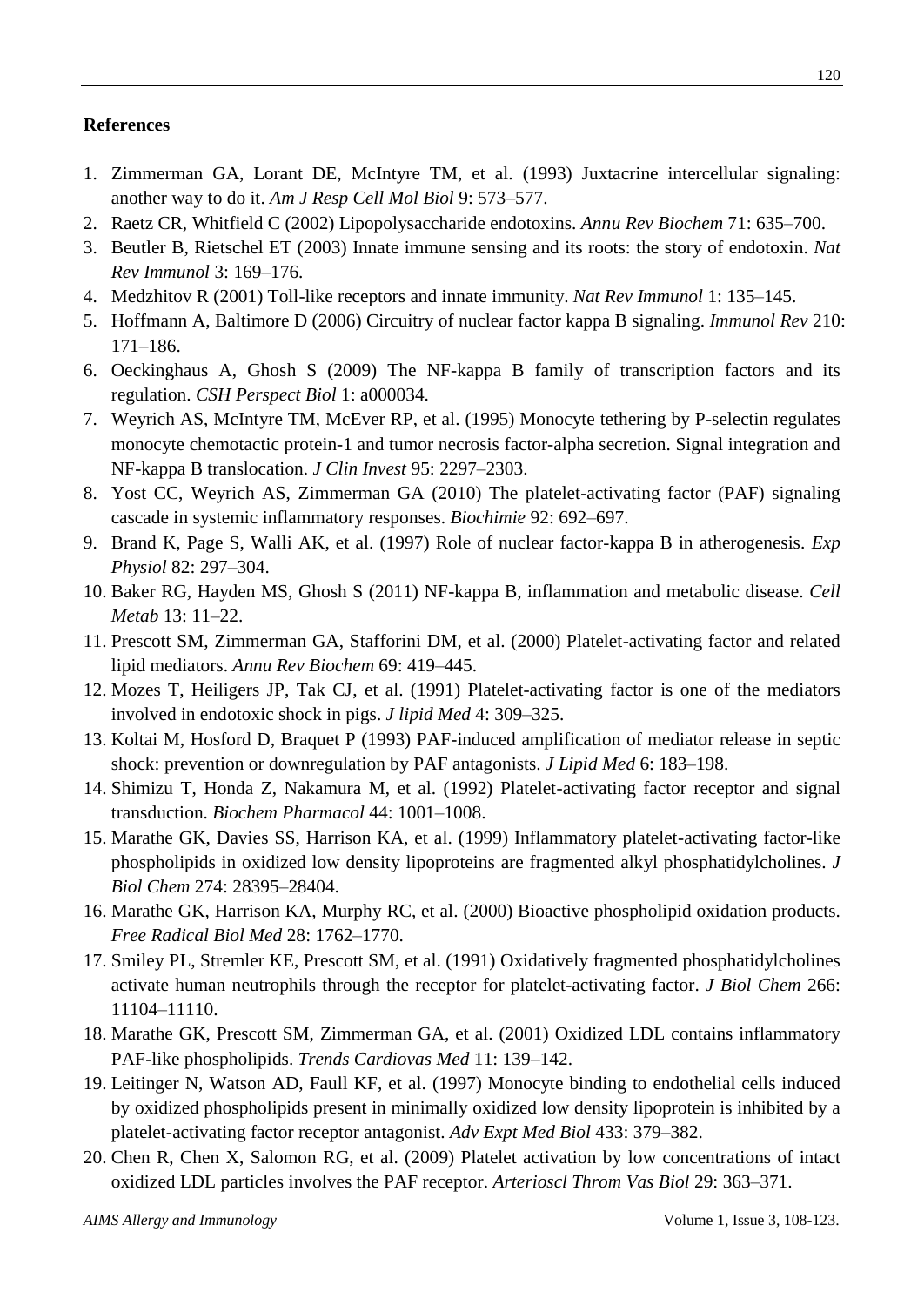## References

1. Zimmerman GA, Lorant DE, McIntyre TM, et al. (1993) Juxtacrine intercellular signaling: another way to do it. *Am J Resp Cell Mol Biol* 9: 573–577.
2. Raetz CR, Whitfield C (2002) Lipopolysaccharide endotoxins. *Annu Rev Biochem* 71: 635–700.
3. Beutler B, Rietschel ET (2003) Innate immune sensing and its roots: the story of endotoxin. *Nat Rev Immunol* 3: 169–176.
4. Medzhitov R (2001) Toll-like receptors and innate immunity. *Nat Rev Immunol* 1: 135–145.
5. Hoffmann A, Baltimore D (2006) Circuitry of nuclear factor kappa B signaling. *Immunol Rev* 210: 171–186.
6. Oeckinghaus A, Ghosh S (2009) The NF-kappa B family of transcription factors and its regulation. *CSH Perspect Biol* 1: a000034.
7. Weyrich AS, McIntyre TM, McEver RP, et al. (1995) Monocyte tethering by P-selectin regulates monocyte chemotactic protein-1 and tumor necrosis factor-alpha secretion. Signal integration and NF-kappa B translocation. *J Clin Invest* 95: 2297–2303.
8. Yost CC, Weyrich AS, Zimmerman GA (2010) The platelet-activating factor (PAF) signaling cascade in systemic inflammatory responses. *Biochimie* 92: 692–697.
9. Brand K, Page S, Walli AK, et al. (1997) Role of nuclear factor-kappa B in atherogenesis. *Exp Physiol* 82: 297–304.
10. Baker RG, Hayden MS, Ghosh S (2011) NF-kappa B, inflammation and metabolic disease. *Cell Metab* 13: 11–22.
11. Prescott SM, Zimmerman GA, Stafforini DM, et al. (2000) Platelet-activating factor and related lipid mediators. *Annu Rev Biochem* 69: 419–445.
12. Mozes T, Heiligers JP, Tak CJ, et al. (1991) Platelet-activating factor is one of the mediators involved in endotoxic shock in pigs. *J lipid Med* 4: 309–325.
13. Koltai M, Hosford D, Braquet P (1993) PAF-induced amplification of mediator release in septic shock: prevention or downregulation by PAF antagonists. *J Lipid Med* 6: 183–198.
14. Shimizu T, Honda Z, Nakamura M, et al. (1992) Platelet-activating factor receptor and signal transduction. *Biochem Pharmacol* 44: 1001–1008.
15. Marathe GK, Davies SS, Harrison KA, et al. (1999) Inflammatory platelet-activating factor-like phospholipids in oxidized low density lipoproteins are fragmented alkyl phosphatidylcholines. *J Biol Chem* 274: 28395–28404.
16. Marathe GK, Harrison KA, Murphy RC, et al. (2000) Bioactive phospholipid oxidation products. *Free Radical Biol Med* 28: 1762–1770.
17. Smiley PL, Stremler KE, Prescott SM, et al. (1991) Oxidatively fragmented phosphatidylcholines activate human neutrophils through the receptor for platelet-activating factor. *J Biol Chem* 266: 11104–11110.
18. Marathe GK, Prescott SM, Zimmerman GA, et al. (2001) Oxidized LDL contains inflammatory PAF-like phospholipids. *Trends Cardiovas Med* 11: 139–142.
19. Leitinger N, Watson AD, Faull KF, et al. (1997) Monocyte binding to endothelial cells induced by oxidized phospholipids present in minimally oxidized low density lipoprotein is inhibited by a platelet-activating factor receptor antagonist. *Adv Expt Med Biol* 433: 379–382.
20. Chen R, Chen X, Salomon RG, et al. (2009) Platelet activation by low concentrations of intact oxidized LDL particles involves the PAF receptor. *Arterioscl Throm Vas Biol* 29: 363–371.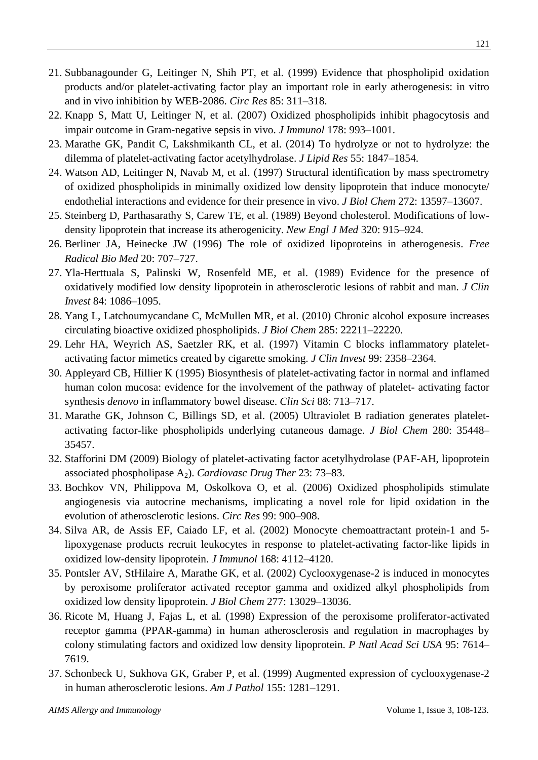21. Subbanagounder G, Leitinger N, Shih PT, et al. (1999) Evidence that phospholipid oxidation products and/or platelet-activating factor play an important role in early atherogenesis: in vitro and in vivo inhibition by WEB-2086. *Circ Res* 85: 311–318.
22. Knapp S, Matt U, Leitinger N, et al. (2007) Oxidized phospholipids inhibit phagocytosis and impair outcome in Gram-negative sepsis in vivo. *J Immunol* 178: 993–1001.
23. Marathe GK, Pandit C, Lakshmikanth CL, et al. (2014) To hydrolyze or not to hydrolyze: the dilemma of platelet-activating factor acetylhydrolase. *J Lipid Res* 55: 1847–1854.
24. Watson AD, Leitinger N, Navab M, et al. (1997) Structural identification by mass spectrometry of oxidized phospholipids in minimally oxidized low density lipoprotein that induce monocyte/ endothelial interactions and evidence for their presence in vivo. *J Biol Chem* 272: 13597–13607.
25. Steinberg D, Parthasarathy S, Carew TE, et al. (1989) Beyond cholesterol. Modifications of low-density lipoprotein that increase its atherogenicity. *New Engl J Med* 320: 915–924.
26. Berliner JA, Heinecke JW (1996) The role of oxidized lipoproteins in atherogenesis. *Free Radical Bio Med* 20: 707–727.
27. Yla-Herttuala S, Palinski W, Rosenfeld ME, et al. (1989) Evidence for the presence of oxidatively modified low density lipoprotein in atherosclerotic lesions of rabbit and man. *J Clin Invest* 84: 1086–1095.
28. Yang L, Latchoumycandane C, McMullen MR, et al. (2010) Chronic alcohol exposure increases circulating bioactive oxidized phospholipids. *J Biol Chem* 285: 22211–22220.
29. Lehr HA, Weyrich AS, Saetzler RK, et al. (1997) Vitamin C blocks inflammatory platelet-activating factor mimetics created by cigarette smoking. *J Clin Invest* 99: 2358–2364.
30. Appleyard CB, Hillier K (1995) Biosynthesis of platelet-activating factor in normal and inflamed human colon mucosa: evidence for the involvement of the pathway of platelet- activating factor synthesis *denovo* in inflammatory bowel disease. *Clin Sci* 88: 713–717.
31. Marathe GK, Johnson C, Billings SD, et al. (2005) Ultraviolet B radiation generates platelet-activating factor-like phospholipids underlying cutaneous damage. *J Biol Chem* 280: 35448–35457.
32. Stafforini DM (2009) Biology of platelet-activating factor acetylhydrolase (PAF-AH, lipoprotein associated phospholipase $A_2$). *Cardiovasc Drug Ther* 23: 73–83.
33. Bochkov VN, Philippova M, Oskolkova O, et al. (2006) Oxidized phospholipids stimulate angiogenesis via autocrine mechanisms, implicating a novel role for lipid oxidation in the evolution of atherosclerotic lesions. *Circ Res* 99: 900–908.
34. Silva AR, de Assis EF, Caiado LF, et al. (2002) Monocyte chemoattractant protein-1 and 5-lipoxygenase products recruit leukocytes in response to platelet-activating factor-like lipids in oxidized low-density lipoprotein. *J Immunol* 168: 4112–4120.
35. Pontsler AV, StHilaire A, Marathe GK, et al. (2002) Cyclooxygenase-2 is induced in monocytes by peroxisome proliferator activated receptor gamma and oxidized alkyl phospholipids from oxidized low density lipoprotein. *J Biol Chem* 277: 13029–13036.
36. Ricote M, Huang J, Fajas L, et al. (1998) Expression of the peroxisome proliferator-activated receptor gamma (PPAR-gamma) in human atherosclerosis and regulation in macrophages by colony stimulating factors and oxidized low density lipoprotein. *P Natl Acad Sci USA* 95: 7614–7619.
37. Schonbeck U, Sukhova GK, Graber P, et al. (1999) Augmented expression of cyclooxygenase-2 in human atherosclerotic lesions. *Am J Pathol* 155: 1281–1291.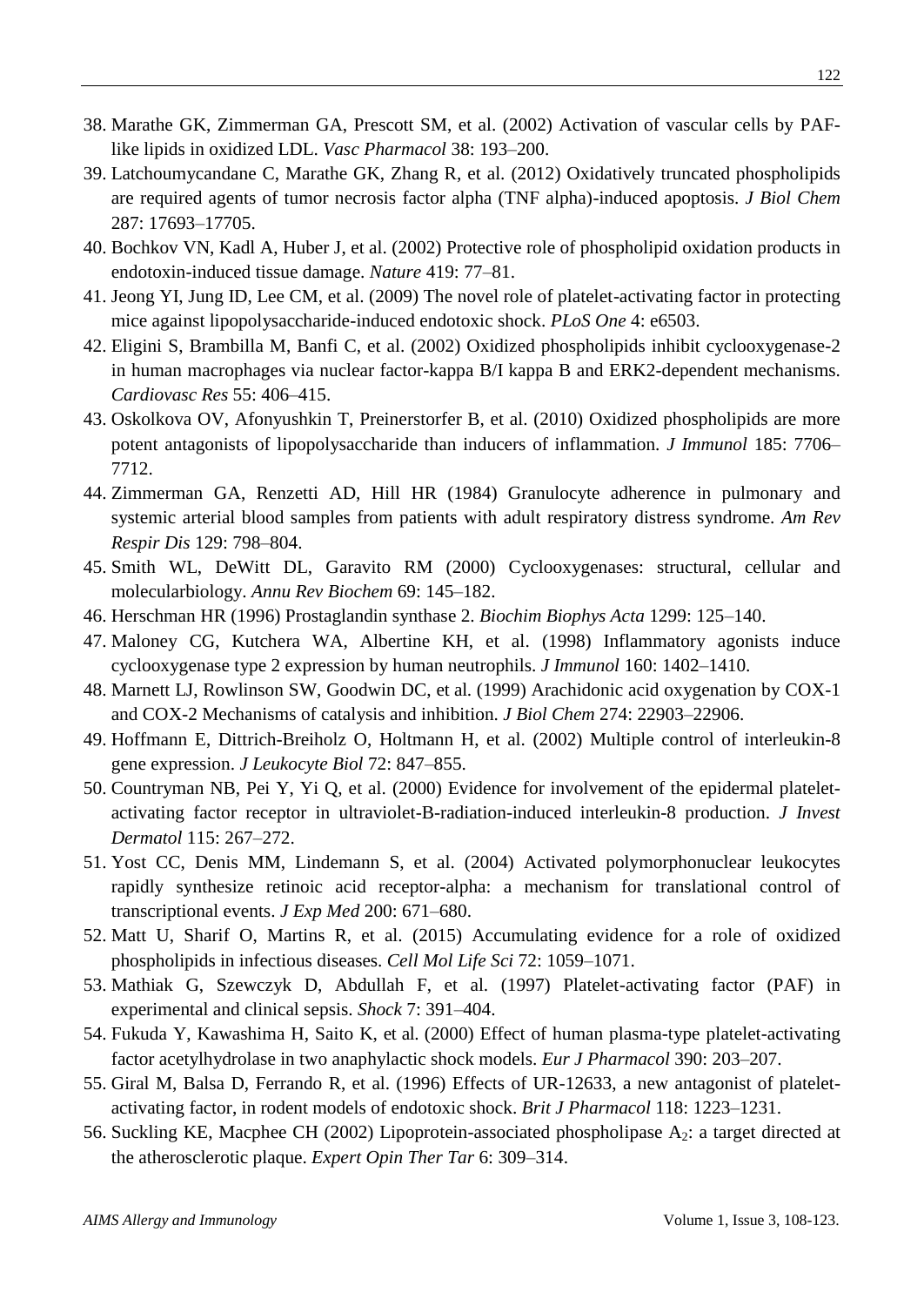38. Marathe GK, Zimmerman GA, Prescott SM, et al. (2002) Activation of vascular cells by PAF-like lipids in oxidized LDL. *Vasc Pharmacol* 38: 193–200.
39. Latchoumycandane C, Marathe GK, Zhang R, et al. (2012) Oxidatively truncated phospholipids are required agents of tumor necrosis factor alpha (TNF alpha)-induced apoptosis. *J Biol Chem* 287: 17693–17705.
40. Bochkov VN, Kadl A, Huber J, et al. (2002) Protective role of phospholipid oxidation products in endotoxin-induced tissue damage. *Nature* 419: 77–81.
41. Jeong YI, Jung ID, Lee CM, et al. (2009) The novel role of platelet-activating factor in protecting mice against lipopolysaccharide-induced endotoxic shock. *PLoS One* 4: e6503.
42. Eligini S, Brambilla M, Banfi C, et al. (2002) Oxidized phospholipids inhibit cyclooxygenase-2 in human macrophages via nuclear factor-kappa B/I kappa B and ERK2-dependent mechanisms. *Cardiovasc Res* 55: 406–415.
43. Oskolkova OV, Afonyushkin T, Preinerstorfer B, et al. (2010) Oxidized phospholipids are more potent antagonists of lipopolysaccharide than inducers of inflammation. *J Immunol* 185: 7706–7712.
44. Zimmerman GA, Renzetti AD, Hill HR (1984) Granulocyte adherence in pulmonary and systemic arterial blood samples from patients with adult respiratory distress syndrome. *Am Rev Respir Dis* 129: 798–804.
45. Smith WL, DeWitt DL, Garavito RM (2000) Cyclooxygenases: structural, cellular and molecularbiology. *Annu Rev Biochem* 69: 145–182.
46. Herschman HR (1996) Prostaglandin synthase 2. *Biochim Biophys Acta* 1299: 125–140.
47. Maloney CG, Kutchera WA, Albertine KH, et al. (1998) Inflammatory agonists induce cyclooxygenase type 2 expression by human neutrophils. *J Immunol* 160: 1402–1410.
48. Marnett LJ, Rowlinson SW, Goodwin DC, et al. (1999) Arachidonic acid oxygenation by COX-1 and COX-2 Mechanisms of catalysis and inhibition. *J Biol Chem* 274: 22903–22906.
49. Hoffmann E, Dittrich-Breiholz O, Holtmann H, et al. (2002) Multiple control of interleukin-8 gene expression. *J Leukocyte Biol* 72: 847–855.
50. Countryman NB, Pei Y, Yi Q, et al. (2000) Evidence for involvement of the epidermal platelet-activating factor receptor in ultraviolet-B-radiation-induced interleukin-8 production. *J Invest Dermatol* 115: 267–272.
51. Yost CC, Denis MM, Lindemann S, et al. (2004) Activated polymorphonuclear leukocytes rapidly synthesize retinoic acid receptor-alpha: a mechanism for translational control of transcriptional events. *J Exp Med* 200: 671–680.
52. Matt U, Sharif O, Martins R, et al. (2015) Accumulating evidence for a role of oxidized phospholipids in infectious diseases. *Cell Mol Life Sci* 72: 1059–1071.
53. Mathiak G, Szewczyk D, Abdullah F, et al. (1997) Platelet-activating factor (PAF) in experimental and clinical sepsis. *Shock* 7: 391–404.
54. Fukuda Y, Kawashima H, Saito K, et al. (2000) Effect of human plasma-type platelet-activating factor acetylhydrolase in two anaphylactic shock models. *Eur J Pharmacol* 390: 203–207.
55. Giral M, Balsa D, Ferrando R, et al. (1996) Effects of UR-12633, a new antagonist of platelet-activating factor, in rodent models of endotoxic shock. *Brit J Pharmacol* 118: 1223–1231.
56. Suckling KE, Macphee CH (2002) Lipoprotein-associated phospholipase $A_2$: a target directed at the atherosclerotic plaque. *Expert Opin Ther Tar* 6: 309–314.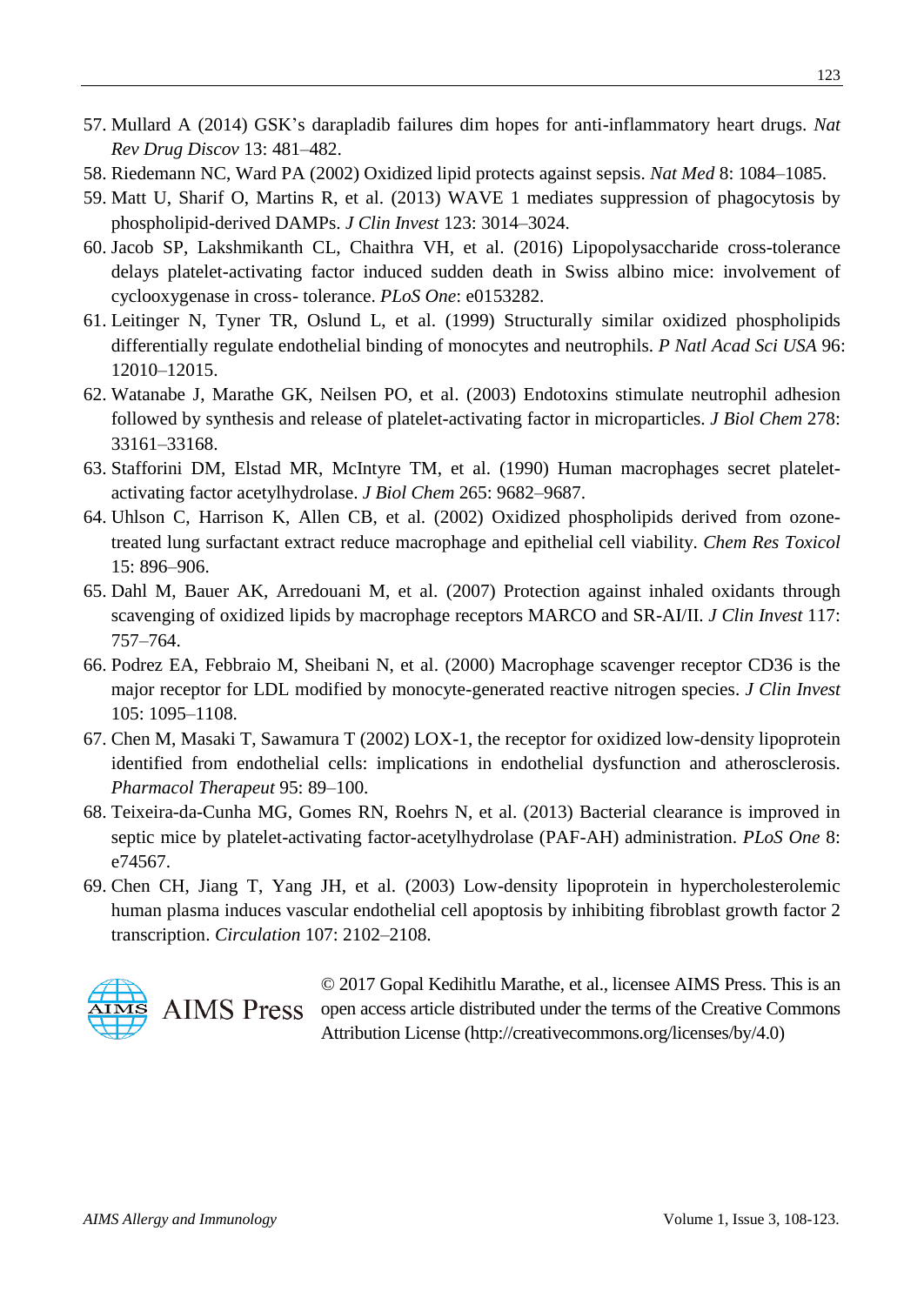57. Mullard A (2014) GSK's darapladib failures dim hopes for anti-inflammatory heart drugs. *Nat Rev Drug Discov* 13: 481–482.
58. Riedemann NC, Ward PA (2002) Oxidized lipid protects against sepsis. *Nat Med* 8: 1084–1085.
59. Matt U, Sharif O, Martins R, et al. (2013) WAVE 1 mediates suppression of phagocytosis by phospholipid-derived DAMPs. *J Clin Invest* 123: 3014–3024.
60. Jacob SP, Lakshmikanth CL, Chaithra VH, et al. (2016) Lipopolysaccharide cross-tolerance delays platelet-activating factor induced sudden death in Swiss albino mice: involvement of cyclooxygenase in cross- tolerance. *PLoS One*: e0153282.
61. Leitinger N, Tyner TR, Oslund L, et al. (1999) Structurally similar oxidized phospholipids differentially regulate endothelial binding of monocytes and neutrophils. *P Natl Acad Sci USA* 96: 12010–12015.
62. Watanabe J, Marathe GK, Neilsen PO, et al. (2003) Endotoxins stimulate neutrophil adhesion followed by synthesis and release of platelet-activating factor in microparticles. *J Biol Chem* 278: 33161–33168.
63. Stafforini DM, Elstad MR, McIntyre TM, et al. (1990) Human macrophages secret platelet-activating factor acetylhydrolase. *J Biol Chem* 265: 9682–9687.
64. Uhlson C, Harrison K, Allen CB, et al. (2002) Oxidized phospholipids derived from ozone-treated lung surfactant extract reduce macrophage and epithelial cell viability. *Chem Res Toxicol* 15: 896–906.
65. Dahl M, Bauer AK, Arredouani M, et al. (2007) Protection against inhaled oxidants through scavenging of oxidized lipids by macrophage receptors MARCO and SR-AI/II. *J Clin Invest* 117: 757–764.
66. Podrez EA, Febbraio M, Sheibani N, et al. (2000) Macrophage scavenger receptor CD36 is the major receptor for LDL modified by monocyte-generated reactive nitrogen species. *J Clin Invest* 105: 1095–1108.
67. Chen M, Masaki T, Sawamura T (2002) LOX-1, the receptor for oxidized low-density lipoprotein identified from endothelial cells: implications in endothelial dysfunction and atherosclerosis. *Pharmacol Therapeut* 95: 89–100.
68. Teixeira-da-Cunha MG, Gomes RN, Roehrs N, et al. (2013) Bacterial clearance is improved in septic mice by platelet-activating factor-acetylhydrolase (PAF-AH) administration. *PLoS One* 8: e74567.
69. Chen CH, Jiang T, Yang JH, et al. (2003) Low-density lipoprotein in hypercholesterolemic human plasma induces vascular endothelial cell apoptosis by inhibiting fibroblast growth factor 2 transcription. *Circulation* 107: 2102–2108.

AIMS Press

© 2017 Gopal Kedihitlu Marathe, et al., licensee AIMS Press. This is an open access article distributed under the terms of the Creative Commons Attribution License (http://creativecommons.org/licenses/by/4.0)